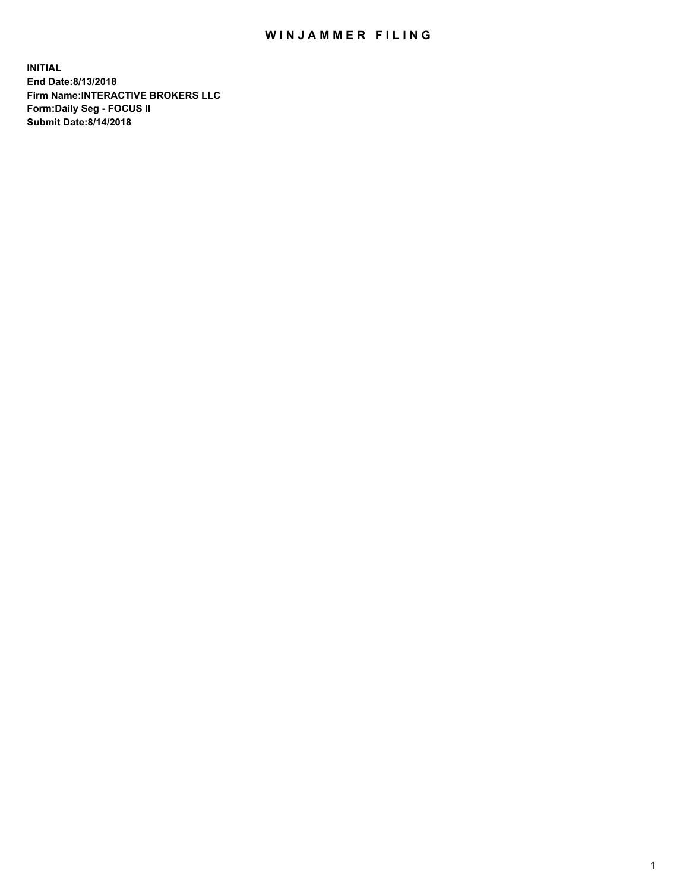# WINJAMMER FILING

**INITIAL**
**End Date:8/13/2018**
**Firm Name:INTERACTIVE BROKERS LLC**
**Form:Daily Seg - FOCUS II**
**Submit Date:8/14/2018**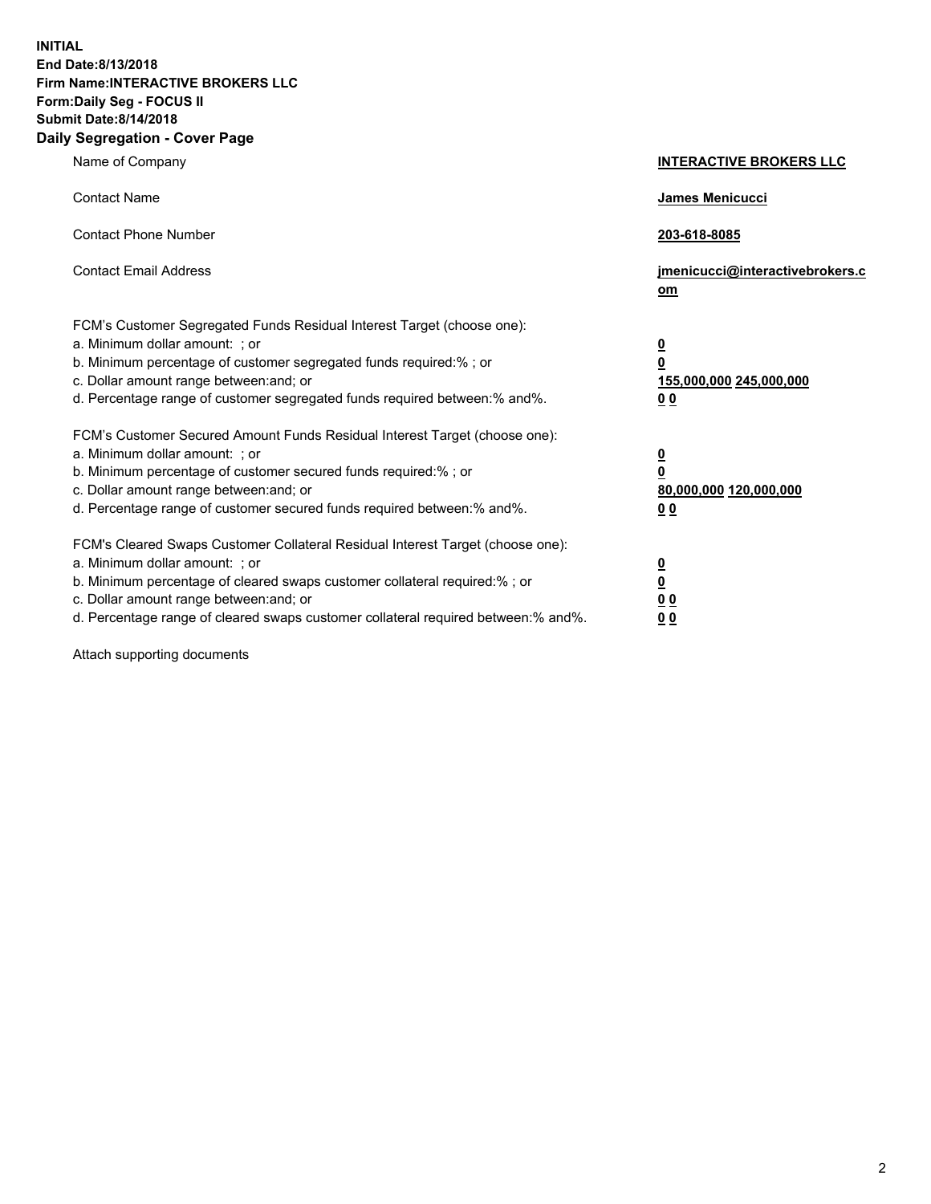**INITIAL**
**End Date:8/13/2018**
**Firm Name:INTERACTIVE BROKERS LLC**
**Form:Daily Seg - FOCUS II**
**Submit Date:8/14/2018**
**Daily Segregation - Cover Page**

| | |
|---|---|
| Name of Company | **INTERACTIVE BROKERS LLC** |
| Contact Name | **James Menicucci** |
| Contact Phone Number | **203-618-8085** |
| Contact Email Address | **jmenicucci@interactivebrokers.com** |

FCM's Customer Segregated Funds Residual Interest Target (choose one):

| | |
|---|---|
| a. Minimum dollar amount: ; or | **0** |
| b. Minimum percentage of customer segregated funds required:% ; or | **0** |
| c. Dollar amount range between:and; or | **155,000,000 245,000,000** |
| d. Percentage range of customer segregated funds required between:% and%. | **0 0** |

FCM's Customer Secured Amount Funds Residual Interest Target (choose one):

| | |
|---|---|
| a. Minimum dollar amount: ; or | **0** |
| b. Minimum percentage of customer secured funds required:% ; or | **0** |
| c. Dollar amount range between:and; or | **80,000,000 120,000,000** |
| d. Percentage range of customer secured funds required between:% and%. | **0 0** |

FCM's Cleared Swaps Customer Collateral Residual Interest Target (choose one):

| | |
|---|---|
| a. Minimum dollar amount: ; or | **0** |
| b. Minimum percentage of cleared swaps customer collateral required:% ; or | **0** |
| c. Dollar amount range between:and; or | **0 0** |
| d. Percentage range of cleared swaps customer collateral required between:% and%. | **0 0** |

Attach supporting documents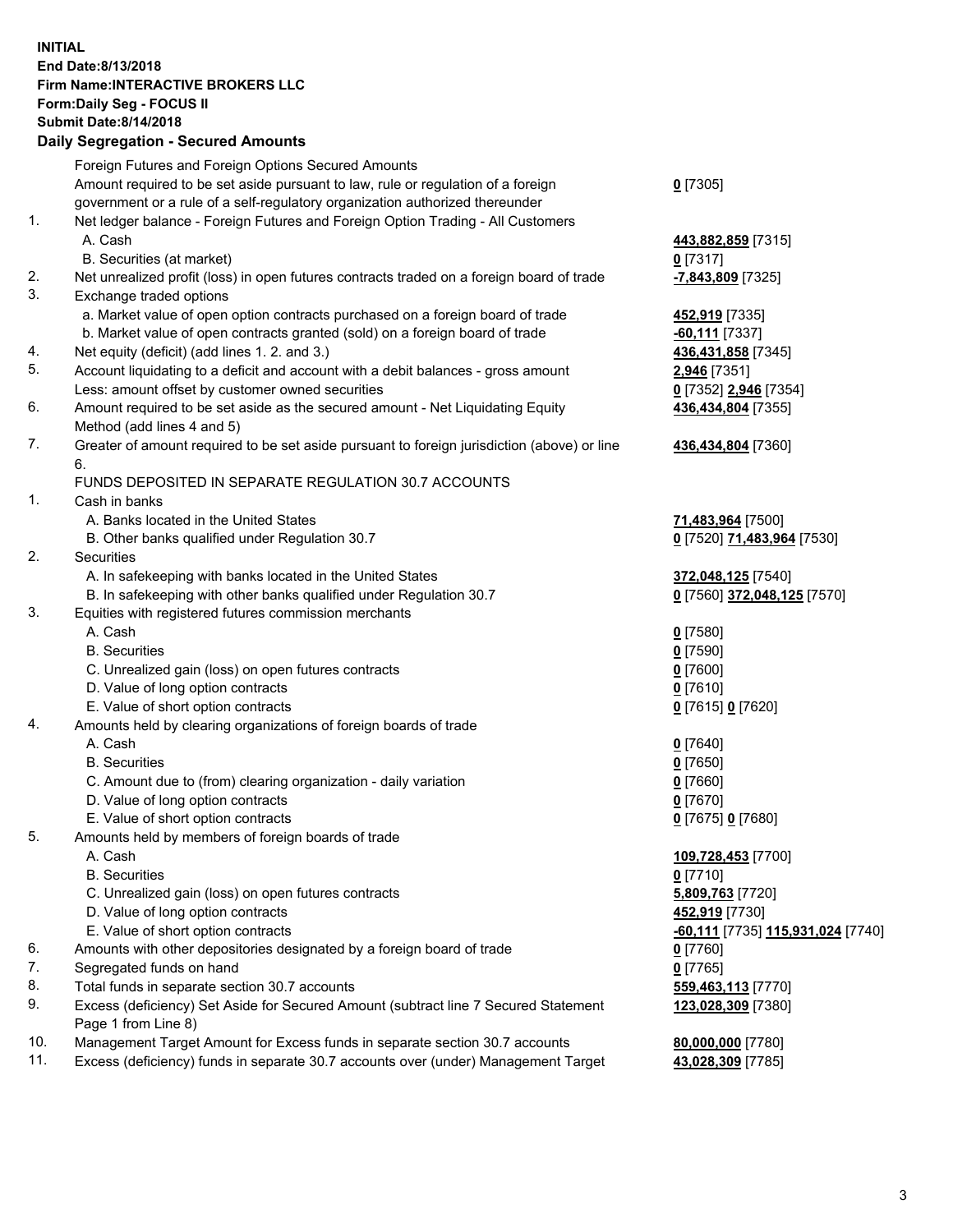**INITIAL**
**End Date:8/13/2018**
**Firm Name:INTERACTIVE BROKERS LLC**
**Form:Daily Seg - FOCUS II**
**Submit Date:8/14/2018**

## Daily Segregation - Secured Amounts

| | | |
|---|---|---|
| | Foreign Futures and Foreign Options Secured Amounts | |
| | Amount required to be set aside pursuant to law, rule or regulation of a foreign government or a rule of a self-regulatory organization authorized thereunder | **0** [7305] |
| 1. | Net ledger balance - Foreign Futures and Foreign Option Trading - All Customers | |
| | A. Cash | **443,882,859** [7315] |
| | B. Securities (at market) | **0** [7317] |
| 2. | Net unrealized profit (loss) in open futures contracts traded on a foreign board of trade | **-7,843,809** [7325] |
| 3. | Exchange traded options | |
| | a. Market value of open option contracts purchased on a foreign board of trade | **452,919** [7335] |
| | b. Market value of open contracts granted (sold) on a foreign board of trade | **-60,111** [7337] |
| 4. | Net equity (deficit) (add lines 1. 2. and 3.) | **436,431,858** [7345] |
| 5. | Account liquidating to a deficit and account with a debit balances - gross amount | **2,946** [7351] |
| | Less: amount offset by customer owned securities | **0** [7352] **2,946** [7354] |
| 6. | Amount required to be set aside as the secured amount - Net Liquidating Equity Method (add lines 4 and 5) | **436,434,804** [7355] |
| 7. | Greater of amount required to be set aside pursuant to foreign jurisdiction (above) or line 6. | **436,434,804** [7360] |
| | FUNDS DEPOSITED IN SEPARATE REGULATION 30.7 ACCOUNTS | |
| 1. | Cash in banks | |
| | A. Banks located in the United States | **71,483,964** [7500] |
| | B. Other banks qualified under Regulation 30.7 | **0** [7520] **71,483,964** [7530] |
| 2. | Securities | |
| | A. In safekeeping with banks located in the United States | **372,048,125** [7540] |
| | B. In safekeeping with other banks qualified under Regulation 30.7 | **0** [7560] **372,048,125** [7570] |
| 3. | Equities with registered futures commission merchants | |
| | A. Cash | **0** [7580] |
| | B. Securities | **0** [7590] |
| | C. Unrealized gain (loss) on open futures contracts | **0** [7600] |
| | D. Value of long option contracts | **0** [7610] |
| | E. Value of short option contracts | **0** [7615] **0** [7620] |
| 4. | Amounts held by clearing organizations of foreign boards of trade | |
| | A. Cash | **0** [7640] |
| | B. Securities | **0** [7650] |
| | C. Amount due to (from) clearing organization - daily variation | **0** [7660] |
| | D. Value of long option contracts | **0** [7670] |
| | E. Value of short option contracts | **0** [7675] **0** [7680] |
| 5. | Amounts held by members of foreign boards of trade | |
| | A. Cash | **109,728,453** [7700] |
| | B. Securities | **0** [7710] |
| | C. Unrealized gain (loss) on open futures contracts | **5,809,763** [7720] |
| | D. Value of long option contracts | **452,919** [7730] |
| | E. Value of short option contracts | **-60,111** [7735] **115,931,024** [7740] |
| 6. | Amounts with other depositories designated by a foreign board of trade | **0** [7760] |
| 7. | Segregated funds on hand | **0** [7765] |
| 8. | Total funds in separate section 30.7 accounts | **559,463,113** [7770] |
| 9. | Excess (deficiency) Set Aside for Secured Amount (subtract line 7 Secured Statement Page 1 from Line 8) | **123,028,309** [7380] |
| 10. | Management Target Amount for Excess funds in separate section 30.7 accounts | **80,000,000** [7780] |
| 11. | Excess (deficiency) funds in separate 30.7 accounts over (under) Management Target | **43,028,309** [7785] |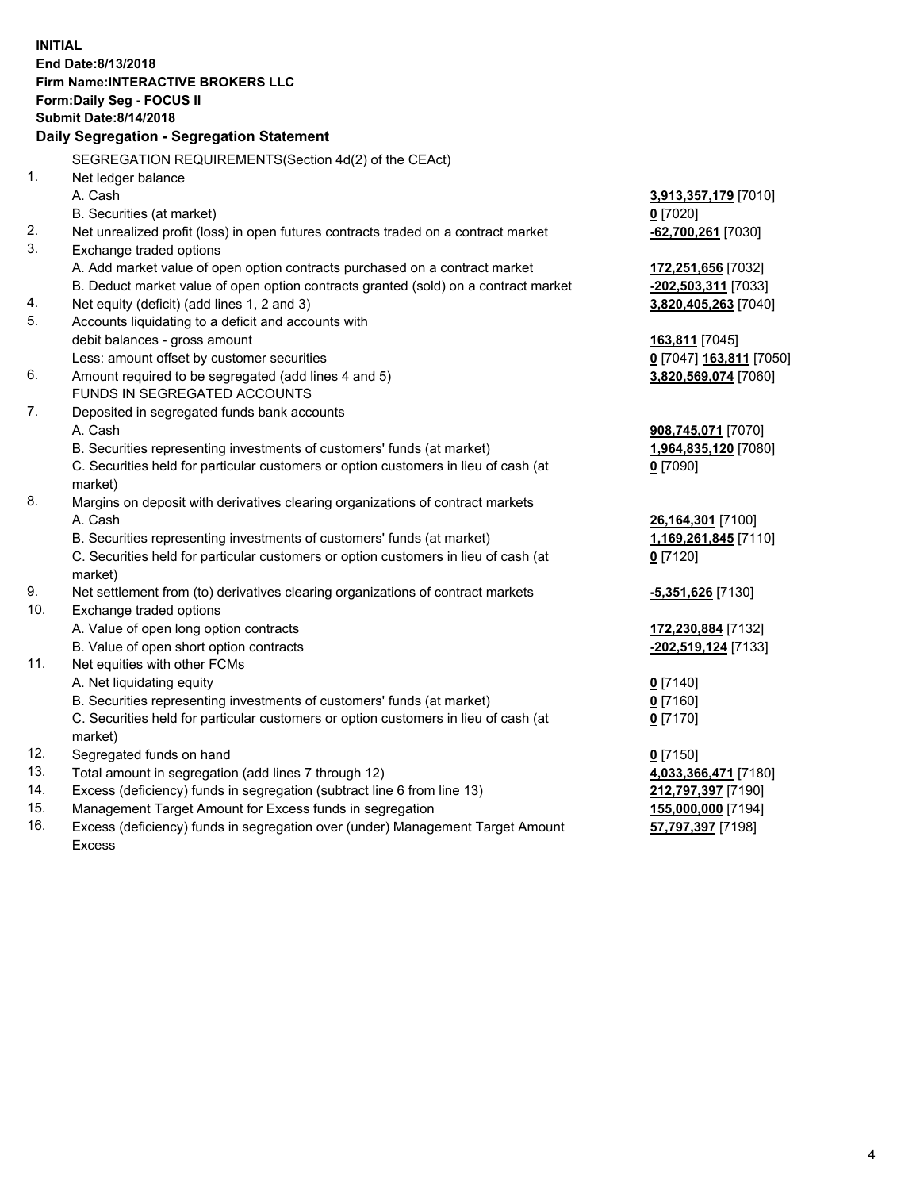**INITIAL**
**End Date:8/13/2018**
**Firm Name:INTERACTIVE BROKERS LLC**
**Form:Daily Seg - FOCUS II**
**Submit Date:8/14/2018**

## Daily Segregation - Segregation Statement

SEGREGATION REQUIREMENTS(Section 4d(2) of the CEAct)

| | | |
|---|---|---|
| 1. | Net ledger balance | |
| | A. Cash | **3,913,357,179** [7010] |
| | B. Securities (at market) | **0** [7020] |
| 2. | Net unrealized profit (loss) in open futures contracts traded on a contract market | **-62,700,261** [7030] |
| 3. | Exchange traded options | |
| | A. Add market value of open option contracts purchased on a contract market | **172,251,656** [7032] |
| | B. Deduct market value of open option contracts granted (sold) on a contract market | **-202,503,311** [7033] |
| 4. | Net equity (deficit) (add lines 1, 2 and 3) | **3,820,405,263** [7040] |
| 5. | Accounts liquidating to a deficit and accounts with debit balances - gross amount | **163,811** [7045] |
| | Less: amount offset by customer securities | **0** [7047] **163,811** [7050] |
| 6. | Amount required to be segregated (add lines 4 and 5) | **3,820,569,074** [7060] |
| | FUNDS IN SEGREGATED ACCOUNTS | |
| 7. | Deposited in segregated funds bank accounts | |
| | A. Cash | **908,745,071** [7070] |
| | B. Securities representing investments of customers' funds (at market) | **1,964,835,120** [7080] |
| | C. Securities held for particular customers or option customers in lieu of cash (at market) | **0** [7090] |
| 8. | Margins on deposit with derivatives clearing organizations of contract markets | |
| | A. Cash | **26,164,301** [7100] |
| | B. Securities representing investments of customers' funds (at market) | **1,169,261,845** [7110] |
| | C. Securities held for particular customers or option customers in lieu of cash (at market) | **0** [7120] |
| 9. | Net settlement from (to) derivatives clearing organizations of contract markets | **-5,351,626** [7130] |
| 10. | Exchange traded options | |
| | A. Value of open long option contracts | **172,230,884** [7132] |
| | B. Value of open short option contracts | **-202,519,124** [7133] |
| 11. | Net equities with other FCMs | |
| | A. Net liquidating equity | **0** [7140] |
| | B. Securities representing investments of customers' funds (at market) | **0** [7160] |
| | C. Securities held for particular customers or option customers in lieu of cash (at market) | **0** [7170] |
| 12. | Segregated funds on hand | **0** [7150] |
| 13. | Total amount in segregation (add lines 7 through 12) | **4,033,366,471** [7180] |
| 14. | Excess (deficiency) funds in segregation (subtract line 6 from line 13) | **212,797,397** [7190] |
| 15. | Management Target Amount for Excess funds in segregation | **155,000,000** [7194] |
| 16. | Excess (deficiency) funds in segregation over (under) Management Target Amount Excess | **57,797,397** [7198] |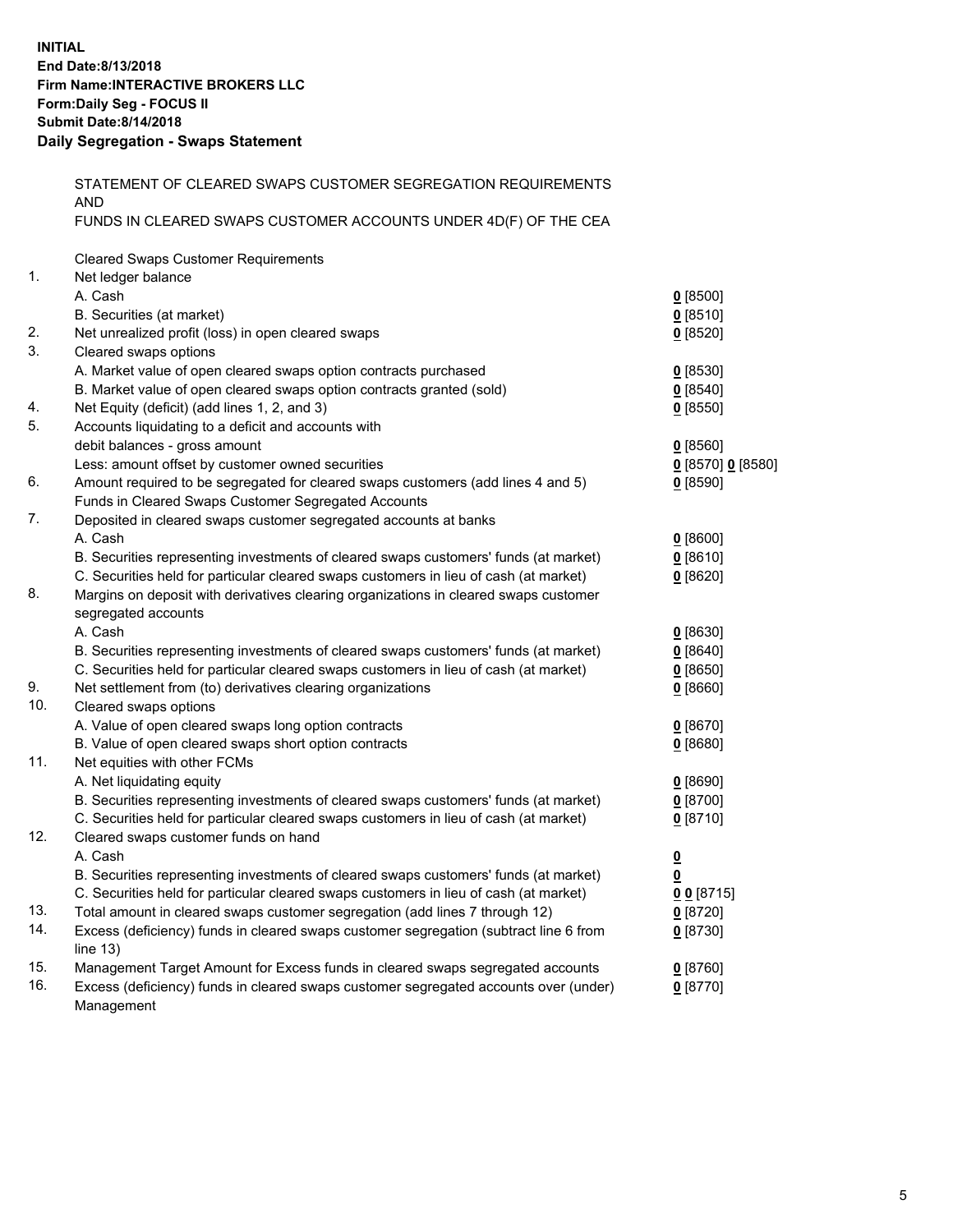**INITIAL**
**End Date:8/13/2018**
**Firm Name:INTERACTIVE BROKERS LLC**
**Form:Daily Seg - FOCUS II**
**Submit Date:8/14/2018**
**Daily Segregation - Swaps Statement**

STATEMENT OF CLEARED SWAPS CUSTOMER SEGREGATION REQUIREMENTS AND FUNDS IN CLEARED SWAPS CUSTOMER ACCOUNTS UNDER 4D(F) OF THE CEA

| | | |
|---|---|---|
| | Cleared Swaps Customer Requirements | |
| 1. | Net ledger balance | |
| | A. Cash | 0 [8500] |
| | B. Securities (at market) | 0 [8510] |
| 2. | Net unrealized profit (loss) in open cleared swaps | 0 [8520] |
| 3. | Cleared swaps options | |
| | A. Market value of open cleared swaps option contracts purchased | 0 [8530] |
| | B. Market value of open cleared swaps option contracts granted (sold) | 0 [8540] |
| 4. | Net Equity (deficit) (add lines 1, 2, and 3) | 0 [8550] |
| 5. | Accounts liquidating to a deficit and accounts with debit balances - gross amount | 0 [8560] |
| | Less: amount offset by customer owned securities | 0 [8570] 0 [8580] |
| 6. | Amount required to be segregated for cleared swaps customers (add lines 4 and 5) | 0 [8590] |
| | Funds in Cleared Swaps Customer Segregated Accounts | |
| 7. | Deposited in cleared swaps customer segregated accounts at banks | |
| | A. Cash | 0 [8600] |
| | B. Securities representing investments of cleared swaps customers' funds (at market) | 0 [8610] |
| | C. Securities held for particular cleared swaps customers in lieu of cash (at market) | 0 [8620] |
| 8. | Margins on deposit with derivatives clearing organizations in cleared swaps customer segregated accounts | |
| | A. Cash | 0 [8630] |
| | B. Securities representing investments of cleared swaps customers' funds (at market) | 0 [8640] |
| | C. Securities held for particular cleared swaps customers in lieu of cash (at market) | 0 [8650] |
| 9. | Net settlement from (to) derivatives clearing organizations | 0 [8660] |
| 10. | Cleared swaps options | |
| | A. Value of open cleared swaps long option contracts | 0 [8670] |
| | B. Value of open cleared swaps short option contracts | 0 [8680] |
| 11. | Net equities with other FCMs | |
| | A. Net liquidating equity | 0 [8690] |
| | B. Securities representing investments of cleared swaps customers' funds (at market) | 0 [8700] |
| | C. Securities held for particular cleared swaps customers in lieu of cash (at market) | 0 [8710] |
| 12. | Cleared swaps customer funds on hand | |
| | A. Cash | 0 |
| | B. Securities representing investments of cleared swaps customers' funds (at market) | 0 |
| | C. Securities held for particular cleared swaps customers in lieu of cash (at market) | 0 0 [8715] |
| 13. | Total amount in cleared swaps customer segregation (add lines 7 through 12) | 0 [8720] |
| 14. | Excess (deficiency) funds in cleared swaps customer segregation (subtract line 6 from line 13) | 0 [8730] |
| 15. | Management Target Amount for Excess funds in cleared swaps segregated accounts | 0 [8760] |
| 16. | Excess (deficiency) funds in cleared swaps customer segregated accounts over (under) Management | 0 [8770] |